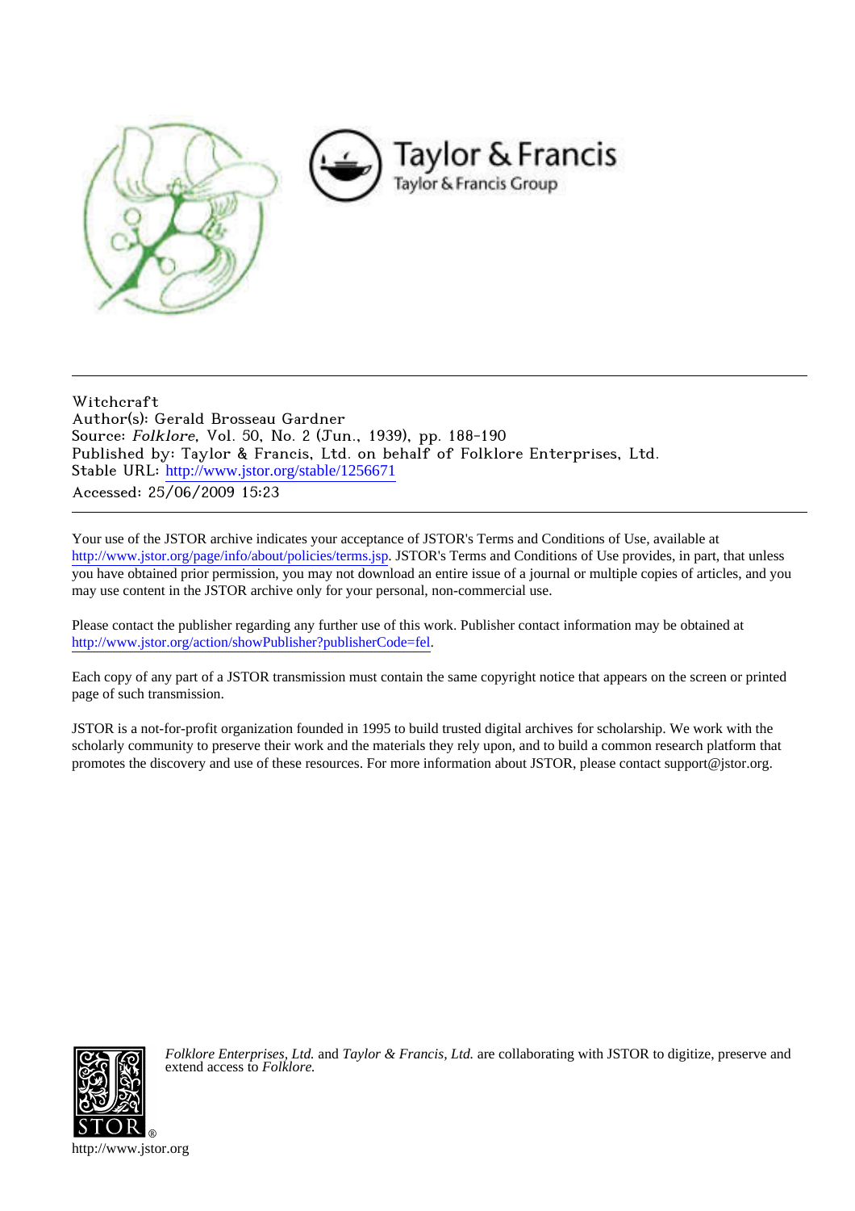Witchcraft

Author(s): Gerald Brosseau Gardner

Source: *Folklore*, Vol. 50, No. 2 (Jun., 1939), pp. 188-190

Published by: Taylor & Francis, Ltd. on behalf of Folklore Enterprises, Ltd.

Stable URL: http://www.jstor.org/stable/1256671

Accessed: 25/06/2009 15:23

---

Your use of the JSTOR archive indicates your acceptance of JSTOR's Terms and Conditions of Use, available at http://www.jstor.org/page/info/about/policies/terms.jsp. JSTOR's Terms and Conditions of Use provides, in part, that unless you have obtained prior permission, you may not download an entire issue of a journal or multiple copies of articles, and you may use content in the JSTOR archive only for your personal, non-commercial use.

Please contact the publisher regarding any further use of this work. Publisher contact information may be obtained at http://www.jstor.org/action/showPublisher?publisherCode=fel.

Each copy of any part of a JSTOR transmission must contain the same copyright notice that appears on the screen or printed page of such transmission.

JSTOR is a not-for-profit organization founded in 1995 to build trusted digital archives for scholarship. We work with the scholarly community to preserve their work and the materials they rely upon, and to build a common research platform that promotes the discovery and use of these resources. For more information about JSTOR, please contact support@jstor.org.

*Folklore Enterprises, Ltd.* and *Taylor & Francis, Ltd.* are collaborating with JSTOR to digitize, preserve and extend access to *Folklore.*

http://www.jstor.org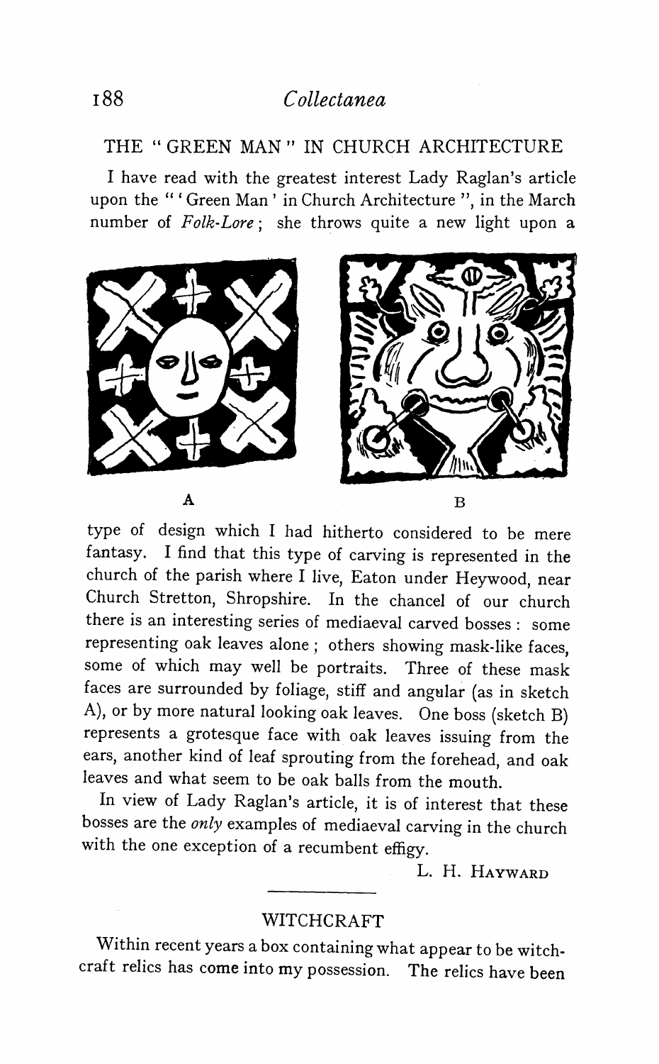## THE "GREEN MAN" IN CHURCH ARCHITECTURE

I have read with the greatest interest Lady Raglan's article upon the "'Green Man' in Church Architecture", in the March number of *Folk-Lore*; she throws quite a new light upon a

A B

type of design which I had hitherto considered to be mere fantasy. I find that this type of carving is represented in the church of the parish where I live, Eaton under Heywood, near Church Stretton, Shropshire. In the chancel of our church there is an interesting series of mediaeval carved bosses: some representing oak leaves alone; others showing mask-like faces, some of which may well be portraits. Three of these mask faces are surrounded by foliage, stiff and angular (as in sketch A), or by more natural looking oak leaves. One boss (sketch B) represents a grotesque face with oak leaves issuing from the ears, another kind of leaf sprouting from the forehead, and oak leaves and what seem to be oak balls from the mouth.

In view of Lady Raglan's article, it is of interest that these bosses are the *only* examples of mediaeval carving in the church with the one exception of a recumbent effigy.

L. H. Hayward

## WITCHCRAFT

Within recent years a box containing what appear to be witchcraft relics has come into my possession. The relics have been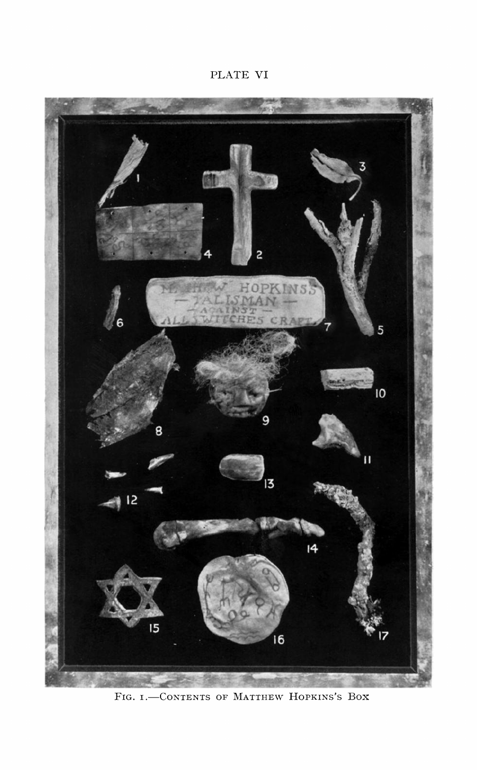PLATE VI

FIG. 1.—CONTENTS OF MATTHEW HOPKINS'S BOX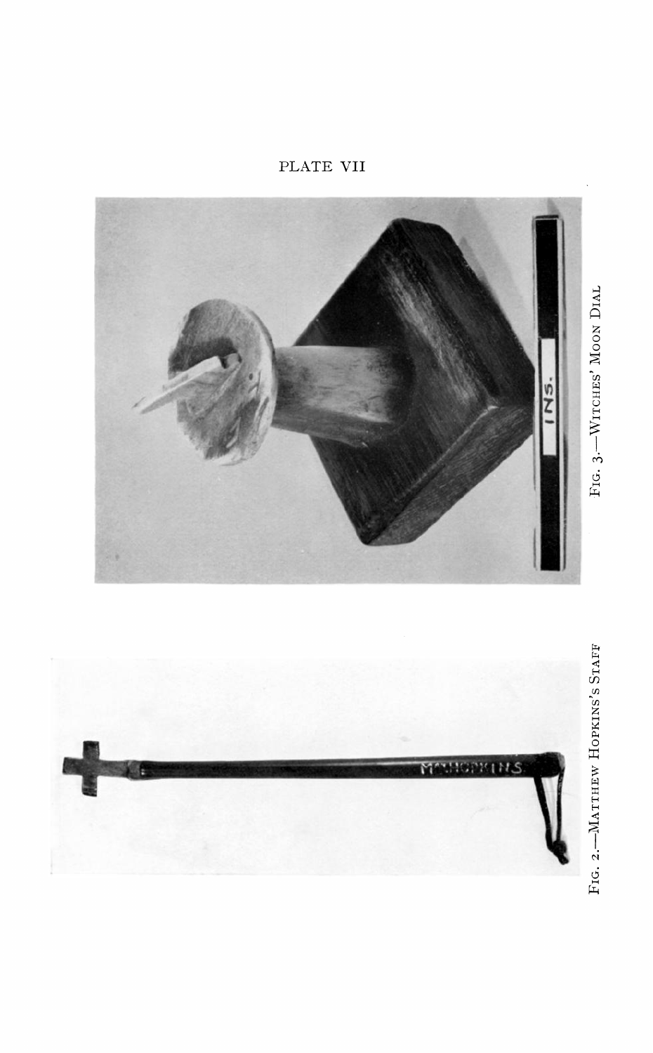PLATE VII

Fig. 2.—Matthew Hopkins's Staff

Fig. 3.—Witches' Moon Dial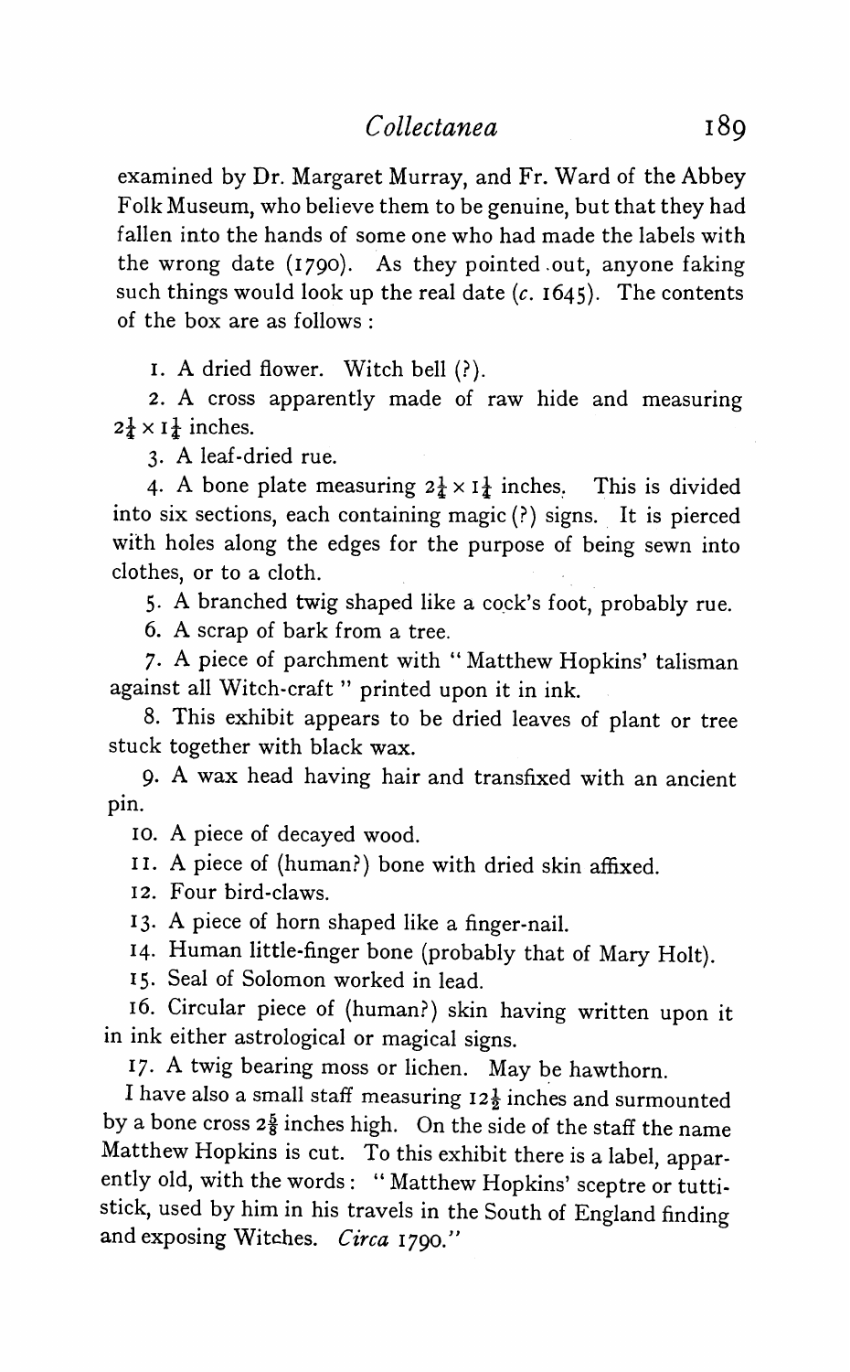examined by Dr. Margaret Murray, and Fr. Ward of the Abbey Folk Museum, who believe them to be genuine, but that they had fallen into the hands of some one who had made the labels with the wrong date (1790). As they pointed out, anyone faking such things would look up the real date (*c.* 1645). The contents of the box are as follows :

1. A dried flower. Witch bell (?).

2. A cross apparently made of raw hide and measuring $2\frac{1}{4} \times 1\frac{1}{4}$ inches.

3. A leaf-dried rue.

4. A bone plate measuring $2\frac{1}{4} \times 1\frac{1}{4}$ inches. This is divided into six sections, each containing magic (?) signs. It is pierced with holes along the edges for the purpose of being sewn into clothes, or to a cloth.

5. A branched twig shaped like a cock's foot, probably rue.

6. A scrap of bark from a tree.

7. A piece of parchment with " Matthew Hopkins' talisman against all Witch-craft " printed upon it in ink.

8. This exhibit appears to be dried leaves of plant or tree stuck together with black wax.

9. A wax head having hair and transfixed with an ancient pin.

10. A piece of decayed wood.

11. A piece of (human?) bone with dried skin affixed.

12. Four bird-claws.

13. A piece of horn shaped like a finger-nail.

14. Human little-finger bone (probably that of Mary Holt).

15. Seal of Solomon worked in lead.

16. Circular piece of (human?) skin having written upon it in ink either astrological or magical signs.

17. A twig bearing moss or lichen. May be hawthorn.

I have also a small staff measuring $12\frac{1}{2}$ inches and surmounted by a bone cross $2\frac{5}{8}$ inches high. On the side of the staff the name Matthew Hopkins is cut. To this exhibit there is a label, apparently old, with the words : " Matthew Hopkins' sceptre or tutti-stick, used by him in his travels in the South of England finding and exposing Witches. *Circa* 1790."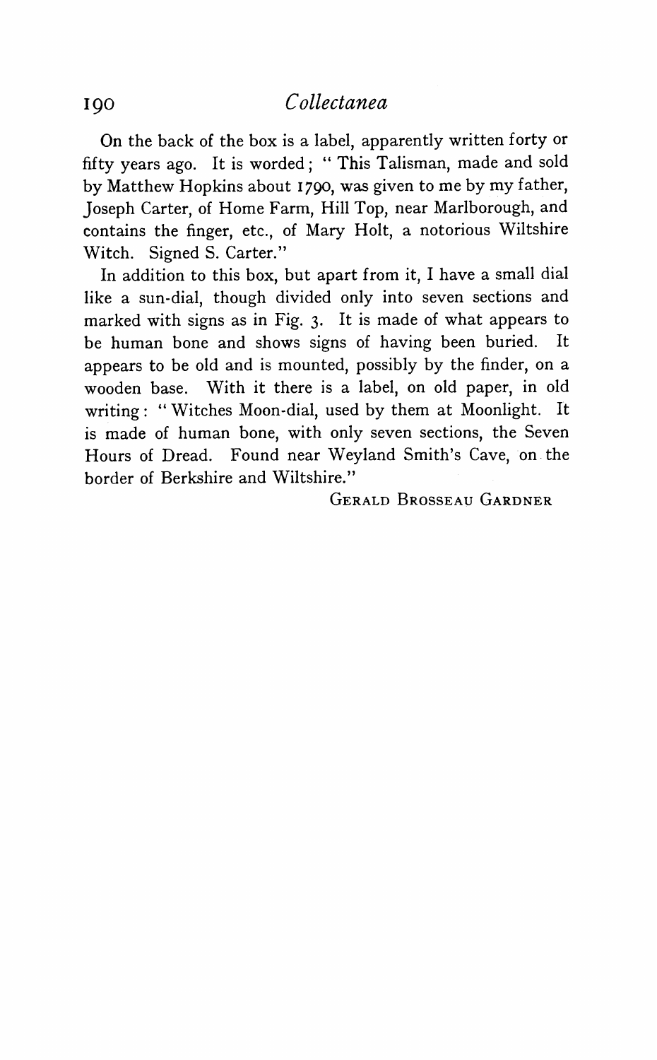On the back of the box is a label, apparently written forty or fifty years ago. It is worded; " This Talisman, made and sold by Matthew Hopkins about 1790, was given to me by my father, Joseph Carter, of Home Farm, Hill Top, near Marlborough, and contains the finger, etc., of Mary Holt, a notorious Wiltshire Witch. Signed S. Carter."

In addition to this box, but apart from it, I have a small dial like a sun-dial, though divided only into seven sections and marked with signs as in Fig. 3. It is made of what appears to be human bone and shows signs of having been buried. It appears to be old and is mounted, possibly by the finder, on a wooden base. With it there is a label, on old paper, in old writing: " Witches Moon-dial, used by them at Moonlight. It is made of human bone, with only seven sections, the Seven Hours of Dread. Found near Weyland Smith's Cave, on the border of Berkshire and Wiltshire."

GERALD BROSSEAU GARDNER